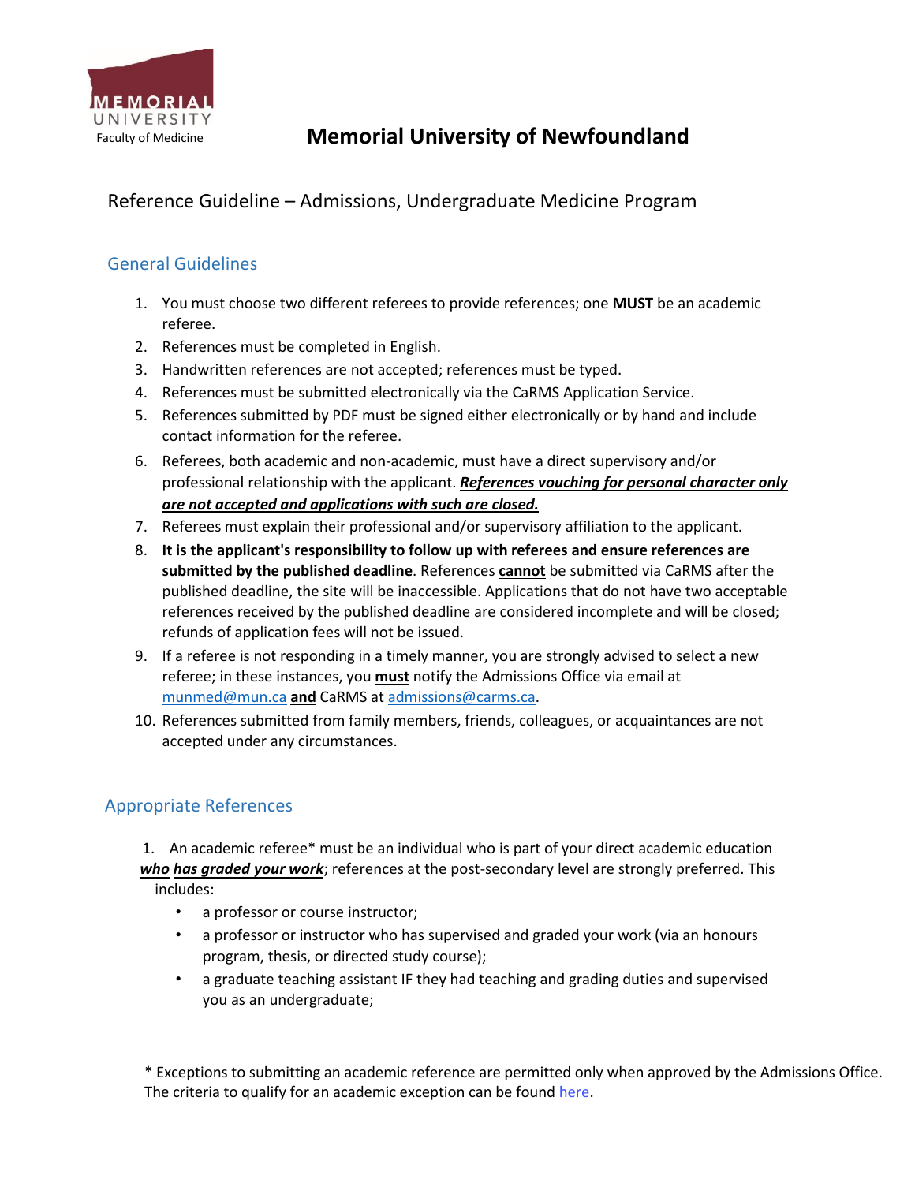Memorial University Faculty of Medicine

# Memorial University of Newfoundland

## Reference Guideline – Admissions, Undergraduate Medicine Program

### General Guidelines

1. You must choose two different referees to provide references; one **MUST** be an academic referee.
2. References must be completed in English.
3. Handwritten references are not accepted; references must be typed.
4. References must be submitted electronically via the CaRMS Application Service.
5. References submitted by PDF must be signed either electronically or by hand and include contact information for the referee.
6. Referees, both academic and non-academic, must have a direct supervisory and/or professional relationship with the applicant. ***References vouching for personal character only are not accepted and applications with such are closed.***
7. Referees must explain their professional and/or supervisory affiliation to the applicant.
8. **It is the applicant's responsibility to follow up with referees and ensure references are submitted by the published deadline**. References **cannot** be submitted via CaRMS after the published deadline, the site will be inaccessible. Applications that do not have two acceptable references received by the published deadline are considered incomplete and will be closed; refunds of application fees will not be issued.
9. If a referee is not responding in a timely manner, you are strongly advised to select a new referee; in these instances, you **must** notify the Admissions Office via email at munmed@mun.ca **and** CaRMS at admissions@carms.ca.
10. References submitted from family members, friends, colleagues, or acquaintances are not accepted under any circumstances.

### Appropriate References

1. An academic referee* must be an individual who is part of your direct academic education ***who has graded your work***; references at the post-secondary level are strongly preferred. This includes:
   - a professor or course instructor;
   - a professor or instructor who has supervised and graded your work (via an honours program, thesis, or directed study course);
   - a graduate teaching assistant IF they had teaching and grading duties and supervised you as an undergraduate;

\* Exceptions to submitting an academic reference are permitted only when approved by the Admissions Office. The criteria to qualify for an academic exception can be found here.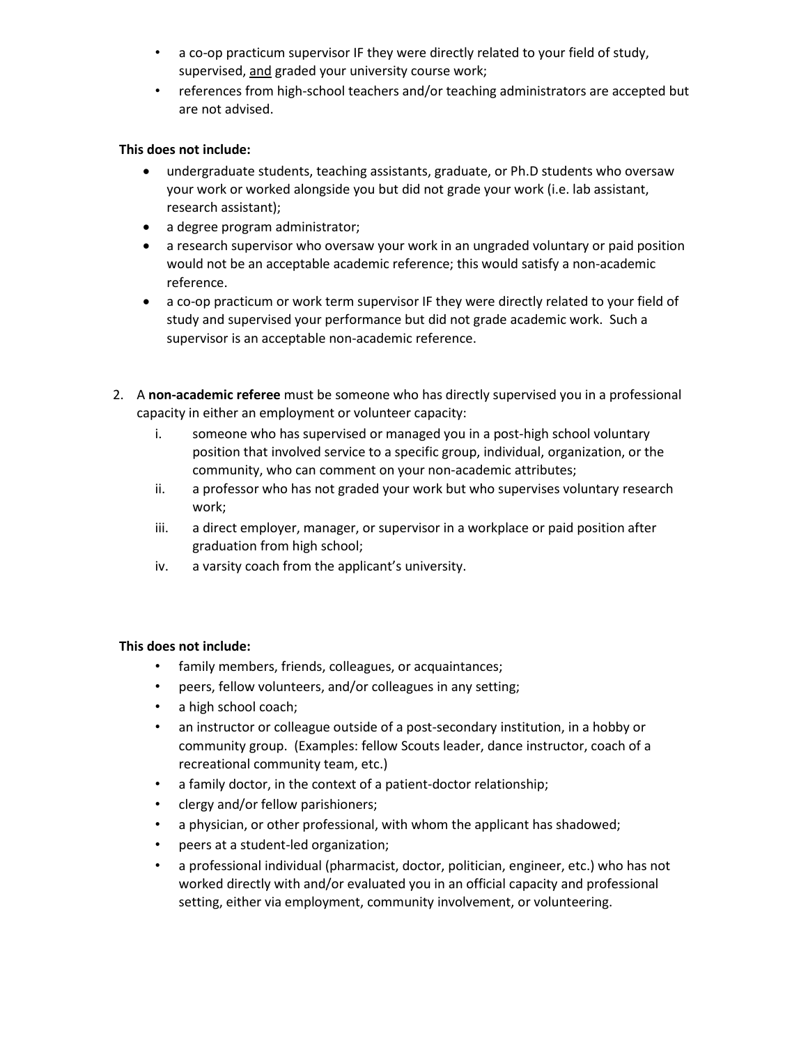- a co-op practicum supervisor IF they were directly related to your field of study, supervised, and graded your university course work;
- references from high-school teachers and/or teaching administrators are accepted but are not advised.

**This does not include:**

- undergraduate students, teaching assistants, graduate, or Ph.D students who oversaw your work or worked alongside you but did not grade your work (i.e. lab assistant, research assistant);
- a degree program administrator;
- a research supervisor who oversaw your work in an ungraded voluntary or paid position would not be an acceptable academic reference; this would satisfy a non-academic reference.
- a co-op practicum or work term supervisor IF they were directly related to your field of study and supervised your performance but did not grade academic work. Such a supervisor is an acceptable non-academic reference.

2. A **non-academic referee** must be someone who has directly supervised you in a professional capacity in either an employment or volunteer capacity:
   i. someone who has supervised or managed you in a post-high school voluntary position that involved service to a specific group, individual, organization, or the community, who can comment on your non-academic attributes;
   ii. a professor who has not graded your work but who supervises voluntary research work;
   iii. a direct employer, manager, or supervisor in a workplace or paid position after graduation from high school;
   iv. a varsity coach from the applicant's university.

**This does not include:**

- family members, friends, colleagues, or acquaintances;
- peers, fellow volunteers, and/or colleagues in any setting;
- a high school coach;
- an instructor or colleague outside of a post-secondary institution, in a hobby or community group. (Examples: fellow Scouts leader, dance instructor, coach of a recreational community team, etc.)
- a family doctor, in the context of a patient-doctor relationship;
- clergy and/or fellow parishioners;
- a physician, or other professional, with whom the applicant has shadowed;
- peers at a student-led organization;
- a professional individual (pharmacist, doctor, politician, engineer, etc.) who has not worked directly with and/or evaluated you in an official capacity and professional setting, either via employment, community involvement, or volunteering.